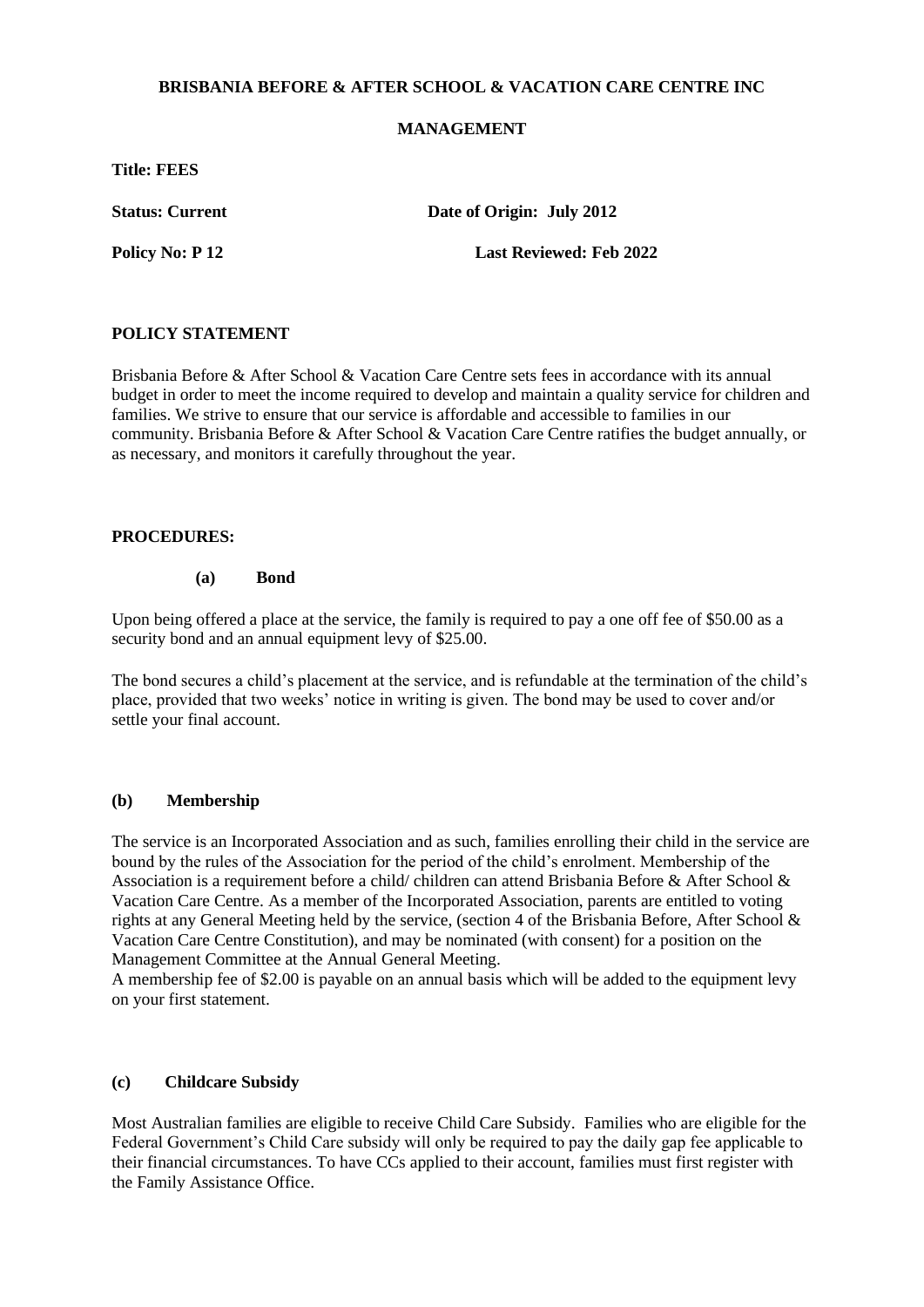**BRISBANIA BEFORE & AFTER SCHOOL & VACATION CARE CENTRE INC**

**MANAGEMENT**

**Title: FEES**

**Status: Current** **Date of Origin: July 2012**

**Policy No: P 12** **Last Reviewed: Feb 2022**

## POLICY STATEMENT

Brisbania Before & After School & Vacation Care Centre sets fees in accordance with its annual budget in order to meet the income required to develop and maintain a quality service for children and families. We strive to ensure that our service is affordable and accessible to families in our community. Brisbania Before & After School & Vacation Care Centre ratifies the budget annually, or as necessary, and monitors it carefully throughout the year.

## PROCEDURES:

### (a) Bond

Upon being offered a place at the service, the family is required to pay a one off fee of $50.00 as a security bond and an annual equipment levy of $25.00.

The bond secures a child's placement at the service, and is refundable at the termination of the child's place, provided that two weeks' notice in writing is given. The bond may be used to cover and/or settle your final account.

### (b) Membership

The service is an Incorporated Association and as such, families enrolling their child in the service are bound by the rules of the Association for the period of the child's enrolment. Membership of the Association is a requirement before a child/ children can attend Brisbania Before & After School & Vacation Care Centre. As a member of the Incorporated Association, parents are entitled to voting rights at any General Meeting held by the service, (section 4 of the Brisbania Before, After School & Vacation Care Centre Constitution), and may be nominated (with consent) for a position on the Management Committee at the Annual General Meeting.
A membership fee of $2.00 is payable on an annual basis which will be added to the equipment levy on your first statement.

### (c) Childcare Subsidy

Most Australian families are eligible to receive Child Care Subsidy. Families who are eligible for the Federal Government's Child Care subsidy will only be required to pay the daily gap fee applicable to their financial circumstances. To have CCs applied to their account, families must first register with the Family Assistance Office.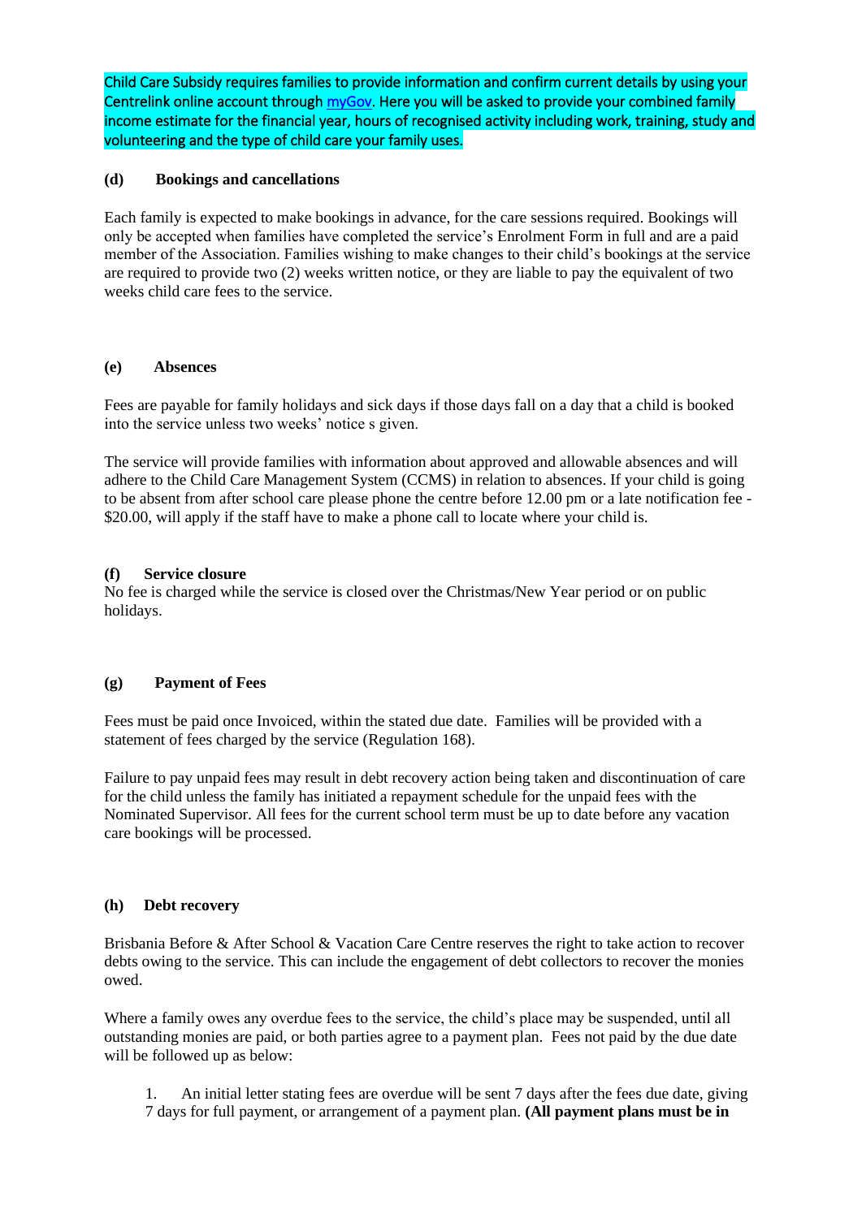Child Care Subsidy requires families to provide information and confirm current details by using your Centrelink online account through myGov. Here you will be asked to provide your combined family income estimate for the financial year, hours of recognised activity including work, training, study and volunteering and the type of child care your family uses.

### (d) Bookings and cancellations

Each family is expected to make bookings in advance, for the care sessions required. Bookings will only be accepted when families have completed the service's Enrolment Form in full and are a paid member of the Association. Families wishing to make changes to their child's bookings at the service are required to provide two (2) weeks written notice, or they are liable to pay the equivalent of two weeks child care fees to the service.

### (e) Absences

Fees are payable for family holidays and sick days if those days fall on a day that a child is booked into the service unless two weeks' notice s given.

The service will provide families with information about approved and allowable absences and will adhere to the Child Care Management System (CCMS) in relation to absences. If your child is going to be absent from after school care please phone the centre before 12.00 pm or a late notification fee - $20.00, will apply if the staff have to make a phone call to locate where your child is.

### (f) Service closure

No fee is charged while the service is closed over the Christmas/New Year period or on public holidays.

### (g) Payment of Fees

Fees must be paid once Invoiced, within the stated due date. Families will be provided with a statement of fees charged by the service (Regulation 168).

Failure to pay unpaid fees may result in debt recovery action being taken and discontinuation of care for the child unless the family has initiated a repayment schedule for the unpaid fees with the Nominated Supervisor. All fees for the current school term must be up to date before any vacation care bookings will be processed.

### (h) Debt recovery

Brisbania Before & After School & Vacation Care Centre reserves the right to take action to recover debts owing to the service. This can include the engagement of debt collectors to recover the monies owed.

Where a family owes any overdue fees to the service, the child's place may be suspended, until all outstanding monies are paid, or both parties agree to a payment plan. Fees not paid by the due date will be followed up as below:

1. An initial letter stating fees are overdue will be sent 7 days after the fees due date, giving 7 days for full payment, or arrangement of a payment plan. **(All payment plans must be in**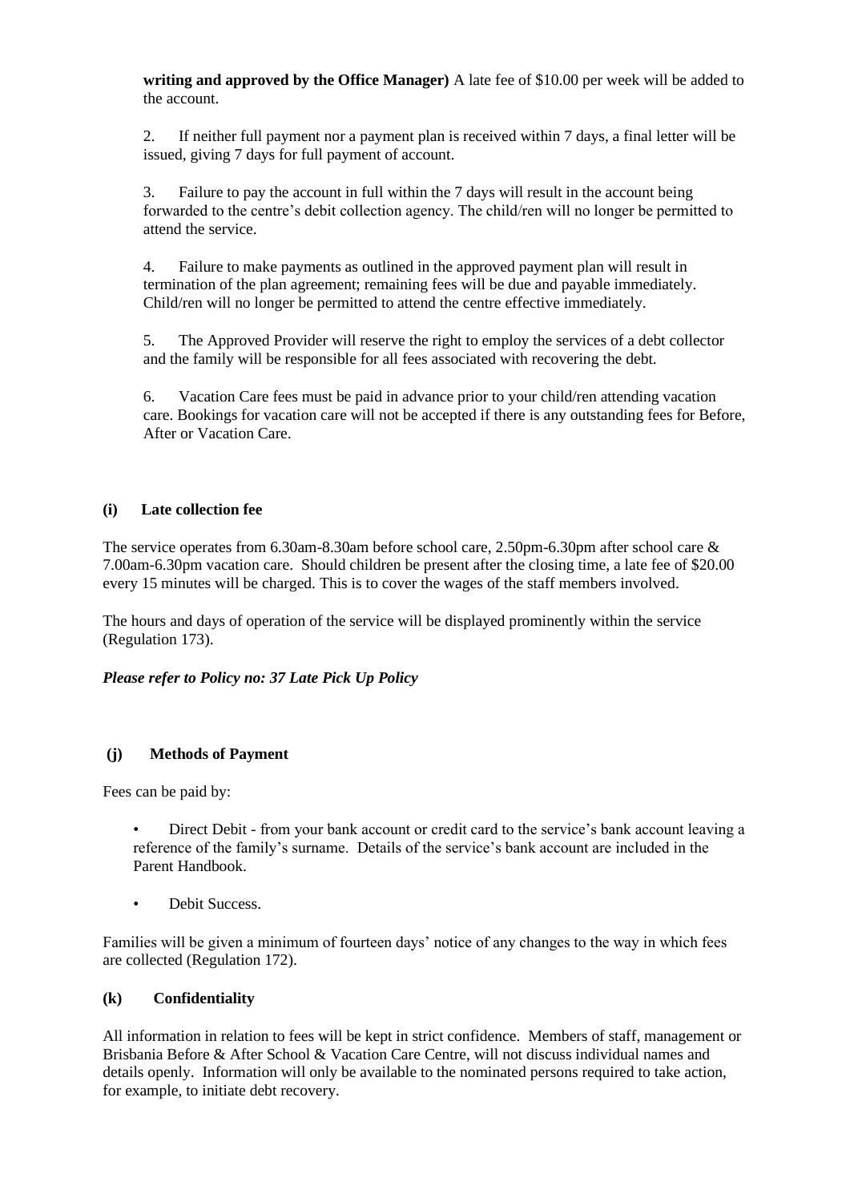**writing and approved by the Office Manager)** A late fee of $10.00 per week will be added to the account.

2. If neither full payment nor a payment plan is received within 7 days, a final letter will be issued, giving 7 days for full payment of account.

3. Failure to pay the account in full within the 7 days will result in the account being forwarded to the centre's debit collection agency. The child/ren will no longer be permitted to attend the service.

4. Failure to make payments as outlined in the approved payment plan will result in termination of the plan agreement; remaining fees will be due and payable immediately. Child/ren will no longer be permitted to attend the centre effective immediately.

5. The Approved Provider will reserve the right to employ the services of a debt collector and the family will be responsible for all fees associated with recovering the debt.

6. Vacation Care fees must be paid in advance prior to your child/ren attending vacation care. Bookings for vacation care will not be accepted if there is any outstanding fees for Before, After or Vacation Care.

**(i) Late collection fee**

The service operates from 6.30am-8.30am before school care, 2.50pm-6.30pm after school care & 7.00am-6.30pm vacation care. Should children be present after the closing time, a late fee of $20.00 every 15 minutes will be charged. This is to cover the wages of the staff members involved.

The hours and days of operation of the service will be displayed prominently within the service (Regulation 173).

***Please refer to Policy no: 37 Late Pick Up Policy***

**(j) Methods of Payment**

Fees can be paid by:

- Direct Debit - from your bank account or credit card to the service's bank account leaving a reference of the family's surname. Details of the service's bank account are included in the Parent Handbook.
- Debit Success.

Families will be given a minimum of fourteen days' notice of any changes to the way in which fees are collected (Regulation 172).

**(k) Confidentiality**

All information in relation to fees will be kept in strict confidence. Members of staff, management or Brisbania Before & After School & Vacation Care Centre, will not discuss individual names and details openly. Information will only be available to the nominated persons required to take action, for example, to initiate debt recovery.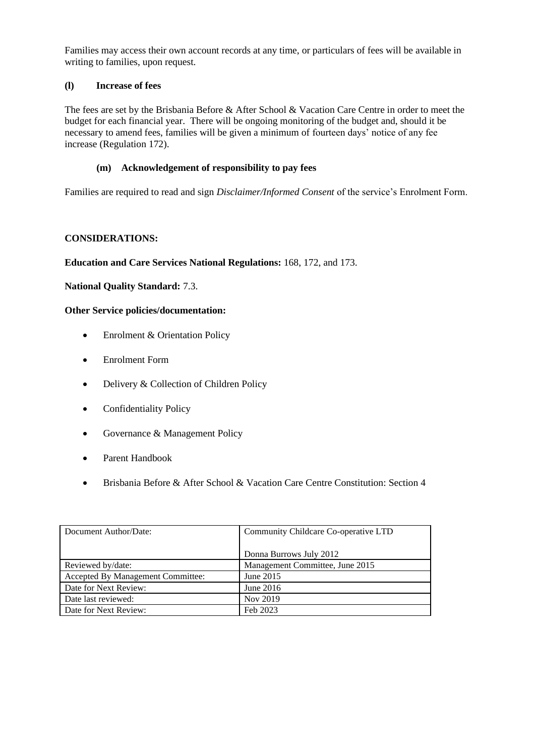Families may access their own account records at any time, or particulars of fees will be available in writing to families, upon request.

**(l) Increase of fees**

The fees are set by the Brisbania Before & After School & Vacation Care Centre in order to meet the budget for each financial year. There will be ongoing monitoring of the budget and, should it be necessary to amend fees, families will be given a minimum of fourteen days' notice of any fee increase (Regulation 172).

**(m) Acknowledgement of responsibility to pay fees**

Families are required to read and sign *Disclaimer/Informed Consent* of the service's Enrolment Form.

**CONSIDERATIONS:**

**Education and Care Services National Regulations:** 168, 172, and 173.

**National Quality Standard:** 7.3.

**Other Service policies/documentation:**

- Enrolment & Orientation Policy
- Enrolment Form
- Delivery & Collection of Children Policy
- Confidentiality Policy
- Governance & Management Policy
- Parent Handbook
- Brisbania Before & After School & Vacation Care Centre Constitution: Section 4

| | |
|---|---|
| Document Author/Date: | Community Childcare Co-operative LTD<br><br>Donna Burrows July 2012 |
| Reviewed by/date: | Management Committee, June 2015 |
| Accepted By Management Committee: | June 2015 |
| Date for Next Review: | June 2016 |
| Date last reviewed: | Nov 2019 |
| Date for Next Review: | Feb 2023 |